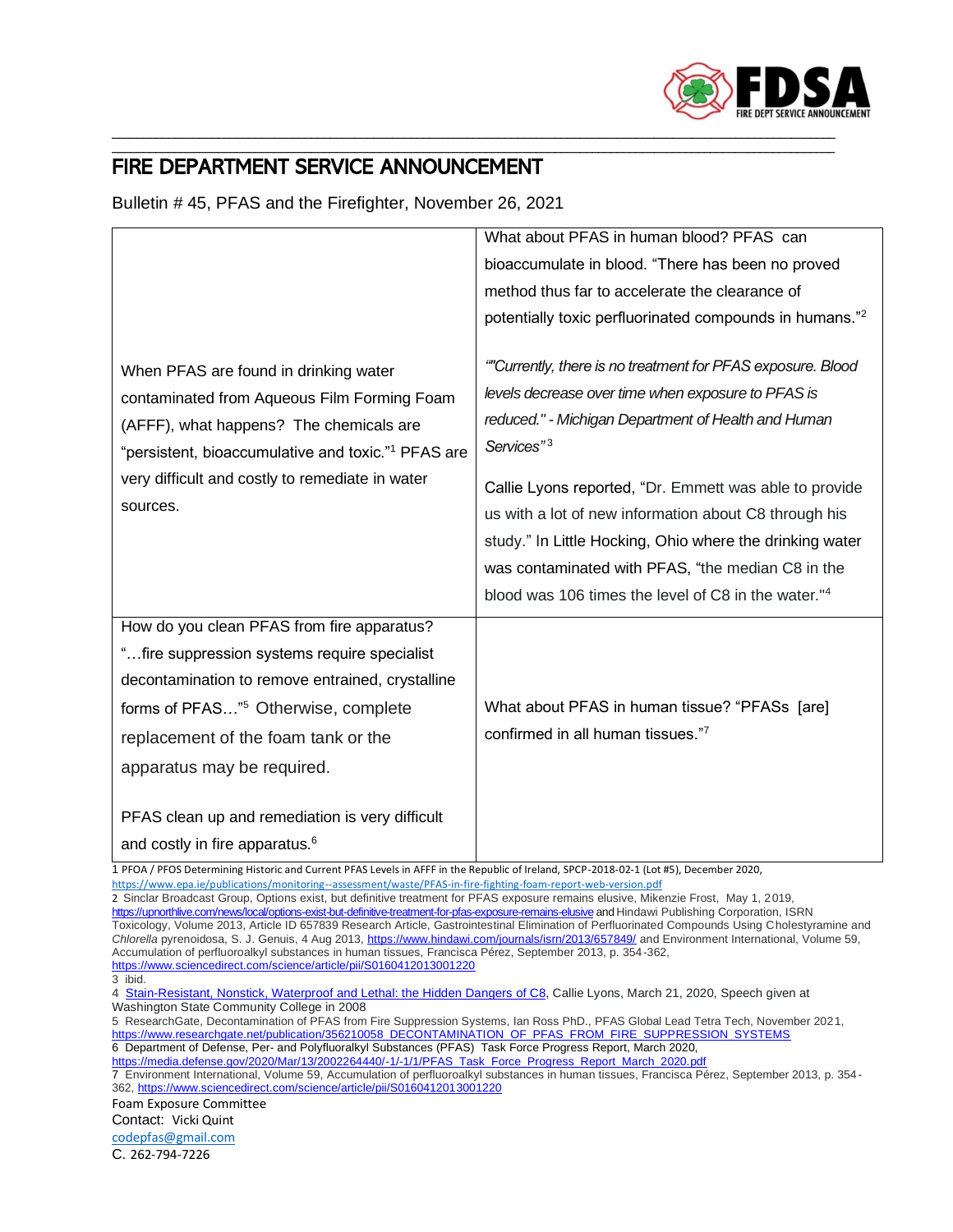# FIRE DEPARTMENT SERVICE ANNOUNCEMENT

Bulletin # 45, PFAS and the Firefighter, November 26, 2021

| | |
|---|---|
| When PFAS are found in drinking water contaminated from Aqueous Film Forming Foam (AFFF), what happens? The chemicals are "persistent, bioaccumulative and toxic."[1] PFAS are very difficult and costly to remediate in water sources. | What about PFAS in human blood? PFAS can bioaccumulate in blood. "There has been no proved method thus far to accelerate the clearance of potentially toxic perfluorinated compounds in humans."[2]<br><br>*""Currently, there is no treatment for PFAS exposure. Blood levels decrease over time when exposure to PFAS is reduced." - Michigan Department of Health and Human Services"*[3]<br><br>Callie Lyons reported, "Dr. Emmett was able to provide us with a lot of new information about C8 through his study." In Little Hocking, Ohio where the drinking water was contaminated with PFAS, "the median C8 in the blood was 106 times the level of C8 in the water."[4] |
| How do you clean PFAS from fire apparatus? "…fire suppression systems require specialist decontamination to remove entrained, crystalline forms of PFAS…"[5] Otherwise, complete replacement of the foam tank or the apparatus may be required.<br><br>PFAS clean up and remediation is very difficult and costly in fire apparatus.[6] | What about PFAS in human tissue? "PFASs [are] confirmed in all human tissues."[7] |

1 PFOA / PFOS Determining Historic and Current PFAS Levels in AFFF in the Republic of Ireland, SPCP-2018-02-1 (Lot #5), December 2020, https://www.epa.ie/publications/monitoring--assessment/waste/PFAS-in-fire-fighting-foam-report-web-version.pdf

2 Sinclar Broadcast Group, Options exist, but definitive treatment for PFAS exposure remains elusive, Mikenzie Frost, May 1, 2019, https://upnorthlive.com/news/local/options-exist-but-definitive-treatment-for-pfas-exposure-remains-elusive and Hindawi Publishing Corporation, ISRN Toxicology, Volume 2013, Article ID 657839 Research Article, Gastrointestinal Elimination of Perfluorinated Compounds Using Cholestyramine and *Chlorella* pyrenoidosa, S. J. Genuis, 4 Aug 2013, https://www.hindawi.com/journals/isrn/2013/657849/ and Environment International, Volume 59, Accumulation of perfluoroalkyl substances in human tissues, Francisca Pérez, September 2013, p. 354-362, https://www.sciencedirect.com/science/article/pii/S0160412013001220

3 ibid.

4 Stain-Resistant, Nonstick, Waterproof and Lethal: the Hidden Dangers of C8, Callie Lyons, March 21, 2020, Speech given at Washington State Community College in 2008

5 ResearchGate, Decontamination of PFAS from Fire Suppression Systems, Ian Ross PhD., PFAS Global Lead Tetra Tech, November 2021, https://www.researchgate.net/publication/356210058_DECONTAMINATION_OF_PFAS_FROM_FIRE_SUPPRESSION_SYSTEMS

6 Department of Defense, Per- and Polyfluoralkyl Substances (PFAS) Task Force Progress Report, March 2020, https://media.defense.gov/2020/Mar/13/2002264440/-1/-1/1/PFAS_Task_Force_Progress_Report_March_2020.pdf

7 Environment International, Volume 59, Accumulation of perfluoroalkyl substances in human tissues, Francisca Pérez, September 2013, p. 354-362, https://www.sciencedirect.com/science/article/pii/S0160412013001220

Foam Exposure Committee
Contact: Vicki Quint
codepfas@gmail.com
C. 262-794-7226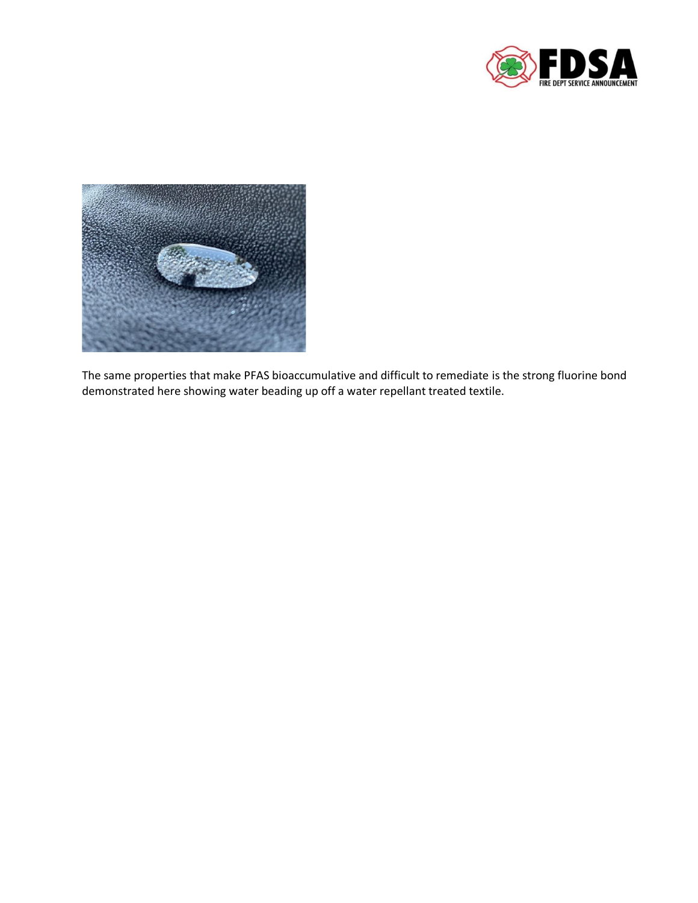The same properties that make PFAS bioaccumulative and difficult to remediate is the strong fluorine bond demonstrated here showing water beading up off a water repellant treated textile.